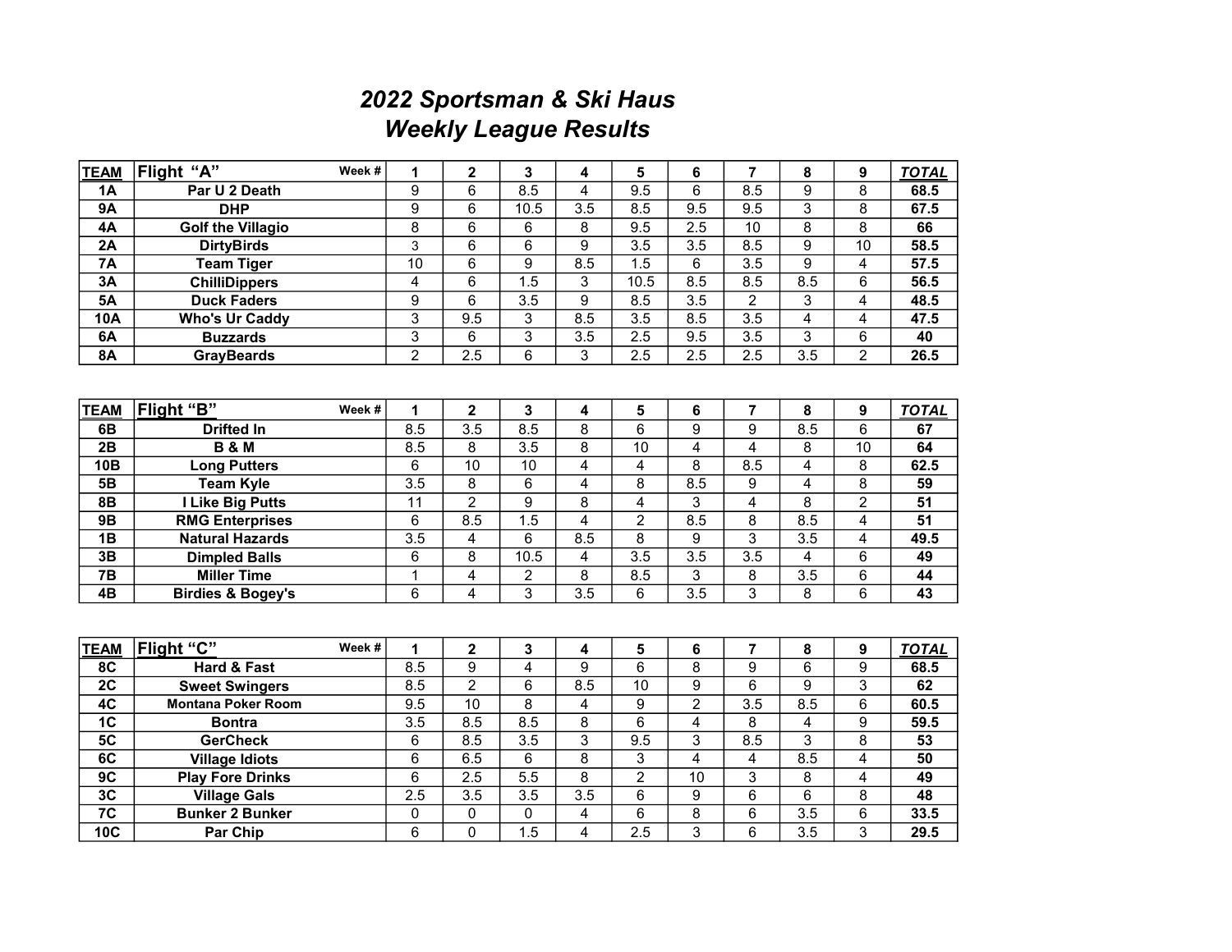# 2022 Sportsman & Ski Haus
# Weekly League Results

| TEAM | Flight "A" Week # | 1 | 2 | 3 | 4 | 5 | 6 | 7 | 8 | 9 | TOTAL |
|---|---|---|---|---|---|---|---|---|---|---|---|
| 1A | Par U 2 Death | 9 | 6 | 8.5 | 4 | 9.5 | 6 | 8.5 | 9 | 8 | 68.5 |
| 9A | DHP | 9 | 6 | 10.5 | 3.5 | 8.5 | 9.5 | 9.5 | 3 | 8 | 67.5 |
| 4A | Golf the Villagio | 8 | 6 | 6 | 8 | 9.5 | 2.5 | 10 | 8 | 8 | 66 |
| 2A | DirtyBirds | 3 | 6 | 6 | 9 | 3.5 | 3.5 | 8.5 | 9 | 10 | 58.5 |
| 7A | Team Tiger | 10 | 6 | 9 | 8.5 | 1.5 | 6 | 3.5 | 9 | 4 | 57.5 |
| 3A | ChilliDippers | 4 | 6 | 1.5 | 3 | 10.5 | 8.5 | 8.5 | 8.5 | 6 | 56.5 |
| 5A | Duck Faders | 9 | 6 | 3.5 | 9 | 8.5 | 3.5 | 2 | 3 | 4 | 48.5 |
| 10A | Who's Ur Caddy | 3 | 9.5 | 3 | 8.5 | 3.5 | 8.5 | 3.5 | 4 | 4 | 47.5 |
| 6A | Buzzards | 3 | 6 | 3 | 3.5 | 2.5 | 9.5 | 3.5 | 3 | 6 | 40 |
| 8A | GrayBeards | 2 | 2.5 | 6 | 3 | 2.5 | 2.5 | 2.5 | 3.5 | 2 | 26.5 |

| TEAM | Flight "B" Week # | 1 | 2 | 3 | 4 | 5 | 6 | 7 | 8 | 9 | TOTAL |
|---|---|---|---|---|---|---|---|---|---|---|---|
| 6B | Drifted In | 8.5 | 3.5 | 8.5 | 8 | 6 | 9 | 9 | 8.5 | 6 | 67 |
| 2B | B & M | 8.5 | 8 | 3.5 | 8 | 10 | 4 | 4 | 8 | 10 | 64 |
| 10B | Long Putters | 6 | 10 | 10 | 4 | 4 | 8 | 8.5 | 4 | 8 | 62.5 |
| 5B | Team Kyle | 3.5 | 8 | 6 | 4 | 8 | 8.5 | 9 | 4 | 8 | 59 |
| 8B | I Like Big Putts | 11 | 2 | 9 | 8 | 4 | 3 | 4 | 8 | 2 | 51 |
| 9B | RMG Enterprises | 6 | 8.5 | 1.5 | 4 | 2 | 8.5 | 8 | 8.5 | 4 | 51 |
| 1B | Natural Hazards | 3.5 | 4 | 6 | 8.5 | 8 | 9 | 3 | 3.5 | 4 | 49.5 |
| 3B | Dimpled Balls | 6 | 8 | 10.5 | 4 | 3.5 | 3.5 | 3.5 | 4 | 6 | 49 |
| 7B | Miller Time | 1 | 4 | 2 | 8 | 8.5 | 3 | 8 | 3.5 | 6 | 44 |
| 4B | Birdies & Bogey's | 6 | 4 | 3 | 3.5 | 6 | 3.5 | 3 | 8 | 6 | 43 |

| TEAM | Flight "C" Week # | 1 | 2 | 3 | 4 | 5 | 6 | 7 | 8 | 9 | TOTAL |
|---|---|---|---|---|---|---|---|---|---|---|---|
| 8C | Hard & Fast | 8.5 | 9 | 4 | 9 | 6 | 8 | 9 | 6 | 9 | 68.5 |
| 2C | Sweet Swingers | 8.5 | 2 | 6 | 8.5 | 10 | 9 | 6 | 9 | 3 | 62 |
| 4C | Montana Poker Room | 9.5 | 10 | 8 | 4 | 9 | 2 | 3.5 | 8.5 | 6 | 60.5 |
| 1C | Bontra | 3.5 | 8.5 | 8.5 | 8 | 6 | 4 | 8 | 4 | 9 | 59.5 |
| 5C | GerCheck | 6 | 8.5 | 3.5 | 3 | 9.5 | 3 | 8.5 | 3 | 8 | 53 |
| 6C | Village Idiots | 6 | 6.5 | 6 | 8 | 3 | 4 | 4 | 8.5 | 4 | 50 |
| 9C | Play Fore Drinks | 6 | 2.5 | 5.5 | 8 | 2 | 10 | 3 | 8 | 4 | 49 |
| 3C | Village Gals | 2.5 | 3.5 | 3.5 | 3.5 | 6 | 9 | 6 | 6 | 8 | 48 |
| 7C | Bunker 2 Bunker | 0 | 0 | 0 | 4 | 6 | 8 | 6 | 3.5 | 6 | 33.5 |
| 10C | Par Chip | 6 | 0 | 1.5 | 4 | 2.5 | 3 | 6 | 3.5 | 3 | 29.5 |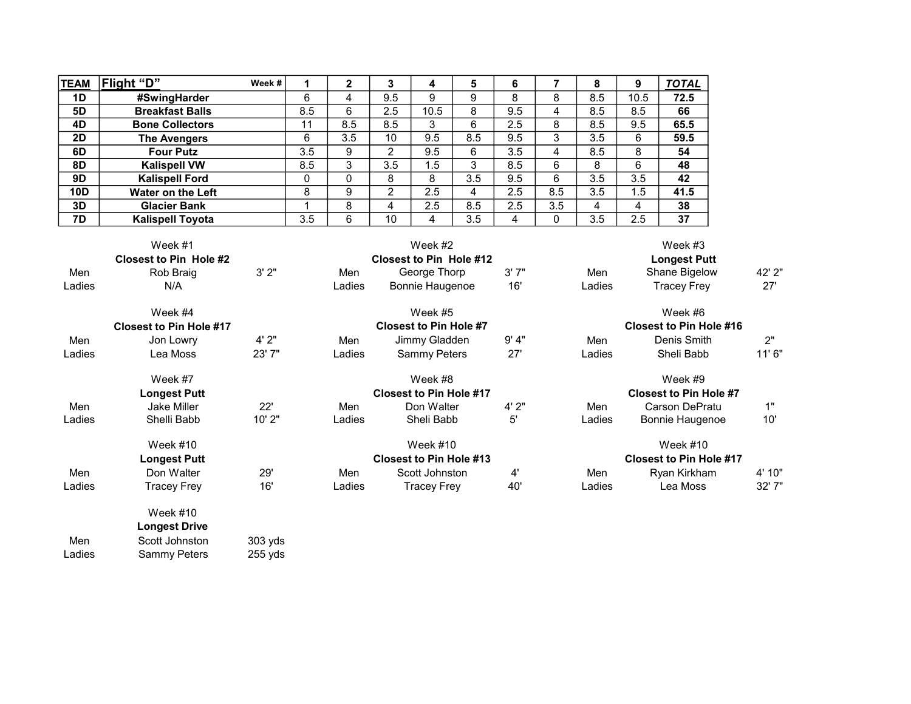| TEAM | Flight "D" Week # | 1 | 2 | 3 | 4 | 5 | 6 | 7 | 8 | 9 | TOTAL |
|---|---|---|---|---|---|---|---|---|---|---|---|
| 1D | #SwingHarder | 6 | 4 | 9.5 | 9 | 9 | 8 | 8 | 8.5 | 10.5 | 72.5 |
| 5D | Breakfast Balls | 8.5 | 6 | 2.5 | 10.5 | 8 | 9.5 | 4 | 8.5 | 8.5 | 66 |
| 4D | Bone Collectors | 11 | 8.5 | 8.5 | 3 | 6 | 2.5 | 8 | 8.5 | 9.5 | 65.5 |
| 2D | The Avengers | 6 | 3.5 | 10 | 9.5 | 8.5 | 9.5 | 3 | 3.5 | 6 | 59.5 |
| 6D | Four Putz | 3.5 | 9 | 2 | 9.5 | 6 | 3.5 | 4 | 8.5 | 8 | 54 |
| 8D | Kalispell VW | 8.5 | 3 | 3.5 | 1.5 | 3 | 8.5 | 6 | 8 | 6 | 48 |
| 9D | Kalispell Ford | 0 | 0 | 8 | 8 | 3.5 | 9.5 | 6 | 3.5 | 3.5 | 42 |
| 10D | Water on the Left | 8 | 9 | 2 | 2.5 | 4 | 2.5 | 8.5 | 3.5 | 1.5 | 41.5 |
| 3D | Glacier Bank | 1 | 8 | 4 | 2.5 | 8.5 | 2.5 | 3.5 | 4 | 4 | 38 |
| 7D | Kalispell Toyota | 3.5 | 6 | 10 | 4 | 3.5 | 4 | 0 | 3.5 | 2.5 | 37 |

Week #1
**Closest to Pin Hole #2**

| | | |
|---|---|---|
| Men | Rob Braig | 3' 2" |
| Ladies | N/A | |

Week #2
**Closest to Pin Hole #12**

| | | |
|---|---|---|
| Men | George Thorp | 3' 7" |
| Ladies | Bonnie Haugenoe | 16' |

Week #3
**Longest Putt**

| | | |
|---|---|---|
| Men | Shane Bigelow | 42' 2" |
| Ladies | Tracey Frey | 27' |

Week #4
**Closest to Pin Hole #17**

| | | |
|---|---|---|
| Men | Jon Lowry | 4' 2" |
| Ladies | Lea Moss | 23' 7" |

Week #5
**Closest to Pin Hole #7**

| | | |
|---|---|---|
| Men | Jimmy Gladden | 9' 4" |
| Ladies | Sammy Peters | 27' |

Week #6
**Closest to Pin Hole #16**

| | | |
|---|---|---|
| Men | Denis Smith | 2" |
| Ladies | Sheli Babb | 11' 6" |

Week #7
**Longest Putt**

| | | |
|---|---|---|
| Men | Jake Miller | 22' |
| Ladies | Shelli Babb | 10' 2" |

Week #8
**Closest to Pin Hole #17**

| | | |
|---|---|---|
| Men | Don Walter | 4' 2" |
| Ladies | Sheli Babb | 5' |

Week #9
**Closest to Pin Hole #7**

| | | |
|---|---|---|
| Men | Carson DePratu | 1" |
| Ladies | Bonnie Haugenoe | 10' |

Week #10
**Longest Putt**

| | | |
|---|---|---|
| Men | Don Walter | 29' |
| Ladies | Tracey Frey | 16' |

Week #10
**Closest to Pin Hole #13**

| | | |
|---|---|---|
| Men | Scott Johnston | 4' |
| Ladies | Tracey Frey | 40' |

Week #10
**Closest to Pin Hole #17**

| | | |
|---|---|---|
| Men | Ryan Kirkham | 4' 10" |
| Ladies | Lea Moss | 32' 7" |

Week #10
**Longest Drive**

| | | |
|---|---|---|
| Men | Scott Johnston | 303 yds |
| Ladies | Sammy Peters | 255 yds |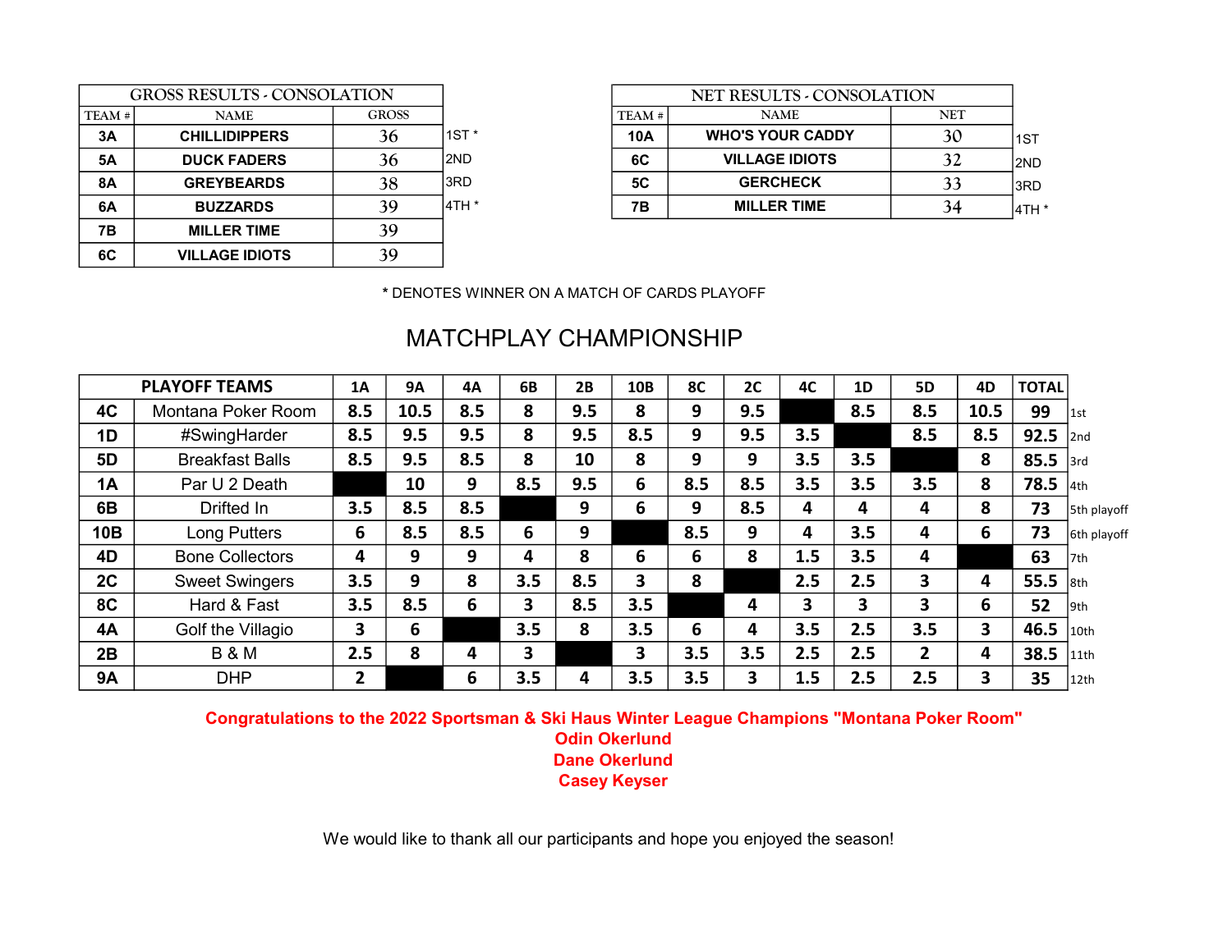| GROSS RESULTS - CONSOLATION | | | |
|---|---|---|---|
| TEAM # | NAME | GROSS | |
| 3A | CHILLIDIPPERS | 36 | 1ST * |
| 5A | DUCK FADERS | 36 | 2ND |
| 8A | GREYBEARDS | 38 | 3RD |
| 6A | BUZZARDS | 39 | 4TH * |
| 7B | MILLER TIME | 39 | |
| 6C | VILLAGE IDIOTS | 39 | |

| NET RESULTS - CONSOLATION | | | |
|---|---|---|---|
| TEAM # | NAME | NET | |
| 10A | WHO'S YOUR CADDY | 30 | 1ST |
| 6C | VILLAGE IDIOTS | 32 | 2ND |
| 5C | GERCHECK | 33 | 3RD |
| 7B | MILLER TIME | 34 | 4TH * |

\* DENOTES WINNER ON A MATCH OF CARDS PLAYOFF

# MATCHPLAY CHAMPIONSHIP

| PLAYOFF TEAMS | | 1A | 9A | 4A | 6B | 2B | 10B | 8C | 2C | 4C | 1D | 5D | 4D | TOTAL | |
|---|---|---|---|---|---|---|---|---|---|---|---|---|---|---|---|
| 4C | Montana Poker Room | 8.5 | 10.5 | 8.5 | 8 | 9.5 | 8 | 9 | 9.5 | | 8.5 | 8.5 | 10.5 | 99 | 1st |
| 1D | #SwingHarder | 8.5 | 9.5 | 9.5 | 8 | 9.5 | 8.5 | 9 | 9.5 | 3.5 | | 8.5 | 8.5 | 92.5 | 2nd |
| 5D | Breakfast Balls | 8.5 | 9.5 | 8.5 | 8 | 10 | 8 | 9 | 9 | 3.5 | 3.5 | | 8 | 85.5 | 3rd |
| 1A | Par U 2 Death | | 10 | 9 | 8.5 | 9.5 | 6 | 8.5 | 8.5 | 3.5 | 3.5 | 3.5 | 8 | 78.5 | 4th |
| 6B | Drifted In | 3.5 | 8.5 | 8.5 | | 9 | 6 | 9 | 8.5 | 4 | 4 | 4 | 8 | 73 | 5th playoff |
| 10B | Long Putters | 6 | 8.5 | 8.5 | 6 | 9 | | 8.5 | 9 | 4 | 3.5 | 4 | 6 | 73 | 6th playoff |
| 4D | Bone Collectors | 4 | 9 | 9 | 4 | 8 | 6 | 6 | 8 | 1.5 | 3.5 | 4 | | 63 | 7th |
| 2C | Sweet Swingers | 3.5 | 9 | 8 | 3.5 | 8.5 | 3 | 8 | | 2.5 | 2.5 | 3 | 4 | 55.5 | 8th |
| 8C | Hard & Fast | 3.5 | 8.5 | 6 | 3 | 8.5 | 3.5 | | 4 | 3 | 3 | 3 | 6 | 52 | 9th |
| 4A | Golf the Villagio | 3 | 6 | | 3.5 | 8 | 3.5 | 6 | 4 | 3.5 | 2.5 | 3.5 | 3 | 46.5 | 10th |
| 2B | B & M | 2.5 | 8 | 4 | 3 | | 3 | 3.5 | 3.5 | 2.5 | 2.5 | 2 | 4 | 38.5 | 11th |
| 9A | DHP | 2 | | 6 | 3.5 | 4 | 3.5 | 3.5 | 3 | 1.5 | 2.5 | 2.5 | 3 | 35 | 12th |

**Congratulations to the 2022 Sportsman & Ski Haus Winter League Champions "Montana Poker Room"**
**Odin Okerlund**
**Dane Okerlund**
**Casey Keyser**

We would like to thank all our participants and hope you enjoyed the season!